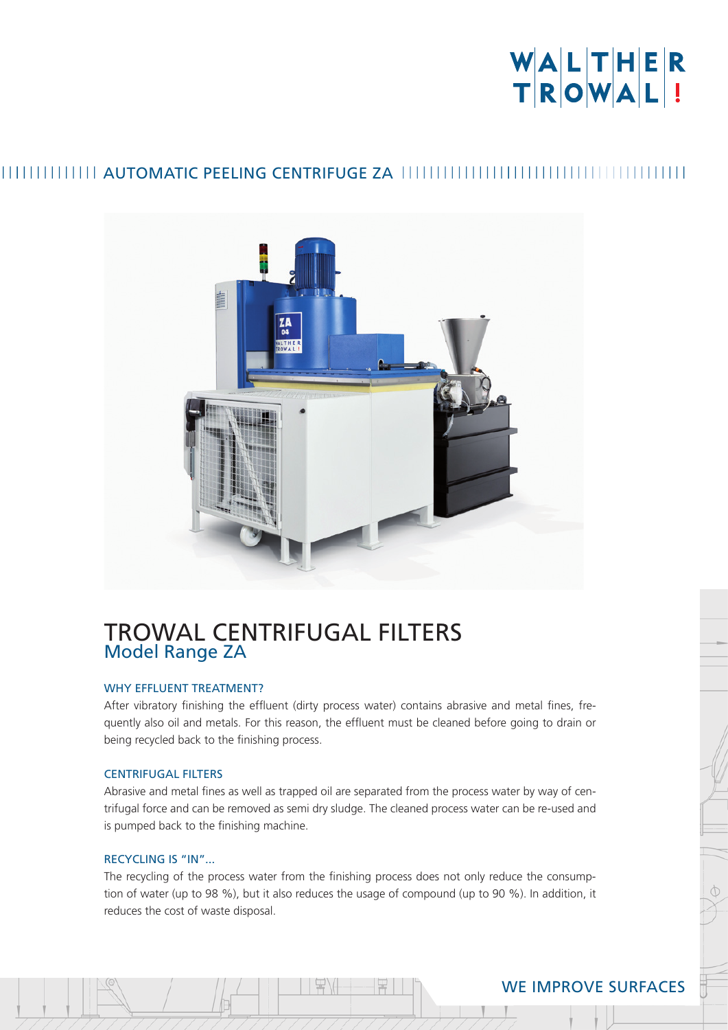# AUTOMATIC PEELING CENTRIFUGE ZA

# TROWAL CENTRIFUGAL FILTERS
## Model Range ZA

### WHY EFFLUENT TREATMENT?

After vibratory finishing the effluent (dirty process water) contains abrasive and metal fines, frequently also oil and metals. For this reason, the effluent must be cleaned before going to drain or being recycled back to the finishing process.

### CENTRIFUGAL FILTERS

Abrasive and metal fines as well as trapped oil are separated from the process water by way of centrifugal force and can be removed as semi dry sludge. The cleaned process water can be re-used and is pumped back to the finishing machine.

### RECYCLING IS "IN"...

The recycling of the process water from the finishing process does not only reduce the consumption of water (up to 98 %), but it also reduces the usage of compound (up to 90 %). In addition, it reduces the cost of waste disposal.

WE IMPROVE SURFACES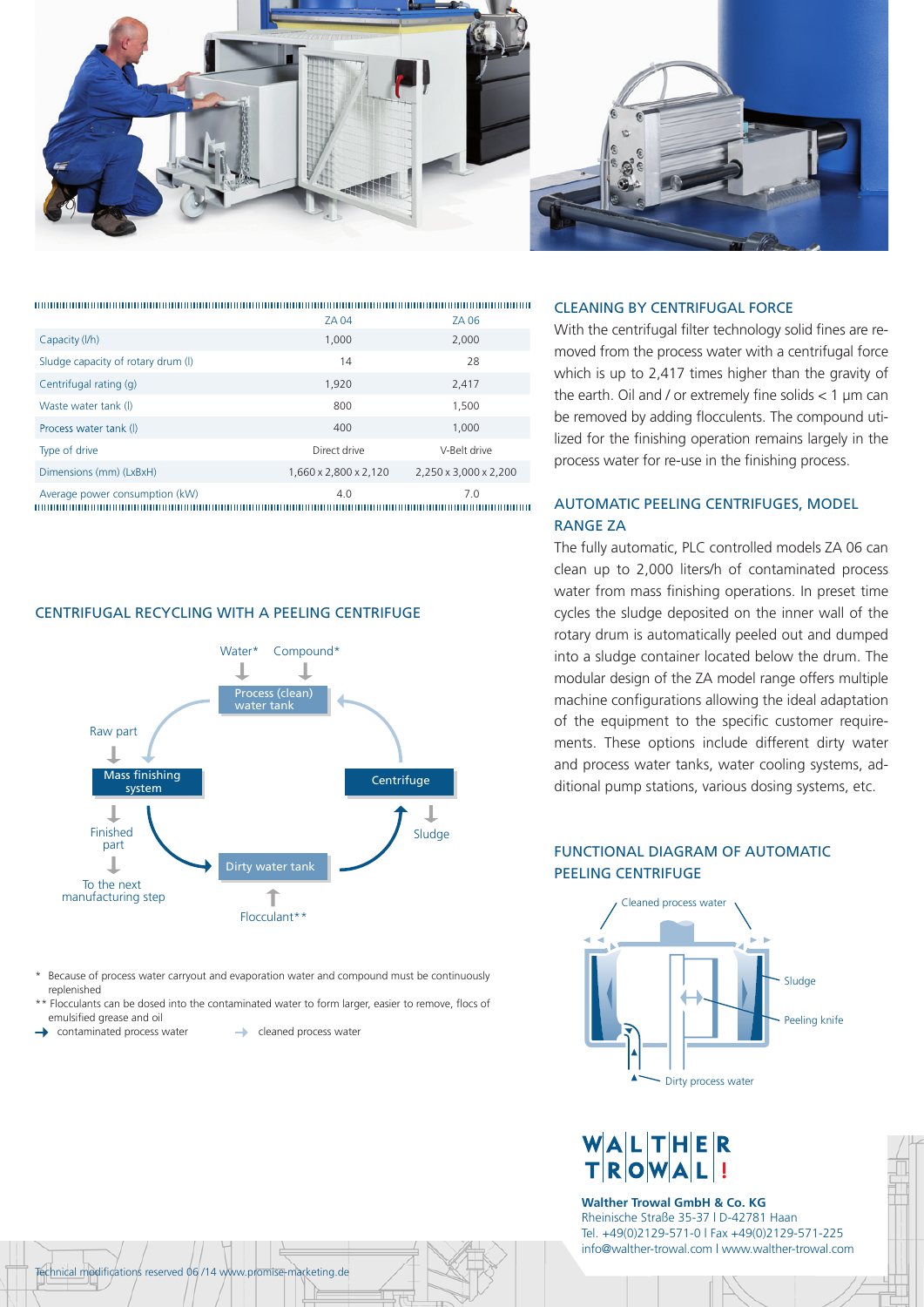| | ZA 04 | ZA 06 |
|---|---|---|
| Capacity (l/h) | 1,000 | 2,000 |
| Sludge capacity of rotary drum (l) | 14 | 28 |
| Centrifugal rating (g) | 1,920 | 2,417 |
| Waste water tank (l) | 800 | 1,500 |
| Process water tank (l) | 400 | 1,000 |
| Type of drive | Direct drive | V-Belt drive |
| Dimensions (mm) (LxBxH) | 1,660 x 2,800 x 2,120 | 2,250 x 3,000 x 2,200 |
| Average power consumption (kW) | 4.0 | 7.0 |

## CENTRIFUGAL RECYCLING WITH A PEELING CENTRIFUGE

Water* Compound*

Process (clean) water tank

Raw part

Mass finishing system

Centrifuge

Finished part

Sludge

To the next manufacturing step

Dirty water tank

Flocculant**

\* Because of process water carryout and evaporation water and compound must be continuously replenished

\*\* Flocculants can be dosed into the contaminated water to form larger, easier to remove, flocs of emulsified grease and oil

→ contaminated process water → cleaned process water

## CLEANING BY CENTRIFUGAL FORCE

With the centrifugal filter technology solid fines are removed from the process water with a centrifugal force which is up to 2,417 times higher than the gravity of the earth. Oil and / or extremely fine solids < 1 µm can be removed by adding flocculents. The compound utilized for the finishing operation remains largely in the process water for re-use in the finishing process.

## AUTOMATIC PEELING CENTRIFUGES, MODEL RANGE ZA

The fully automatic, PLC controlled models ZA 06 can clean up to 2,000 liters/h of contaminated process water from mass finishing operations. In preset time cycles the sludge deposited on the inner wall of the rotary drum is automatically peeled out and dumped into a sludge container located below the drum. The modular design of the ZA model range offers multiple machine configurations allowing the ideal adaptation of the equipment to the specific customer requirements. These options include different dirty water and process water tanks, water cooling systems, additional pump stations, various dosing systems, etc.

## FUNCTIONAL DIAGRAM OF AUTOMATIC PEELING CENTRIFUGE

Cleaned process water

Sludge

Peeling knife

Dirty process water

WALTHER TROWAL!

**Walther Trowal GmbH & Co. KG**
Rheinische Straße 35-37 I D-42781 Haan
Tel. +49(0)2129-571-0 I Fax +49(0)2129-571-225
info@walther-trowal.com I www.walther-trowal.com

Technical modifications reserved 06 /14 www.promise-marketing.de